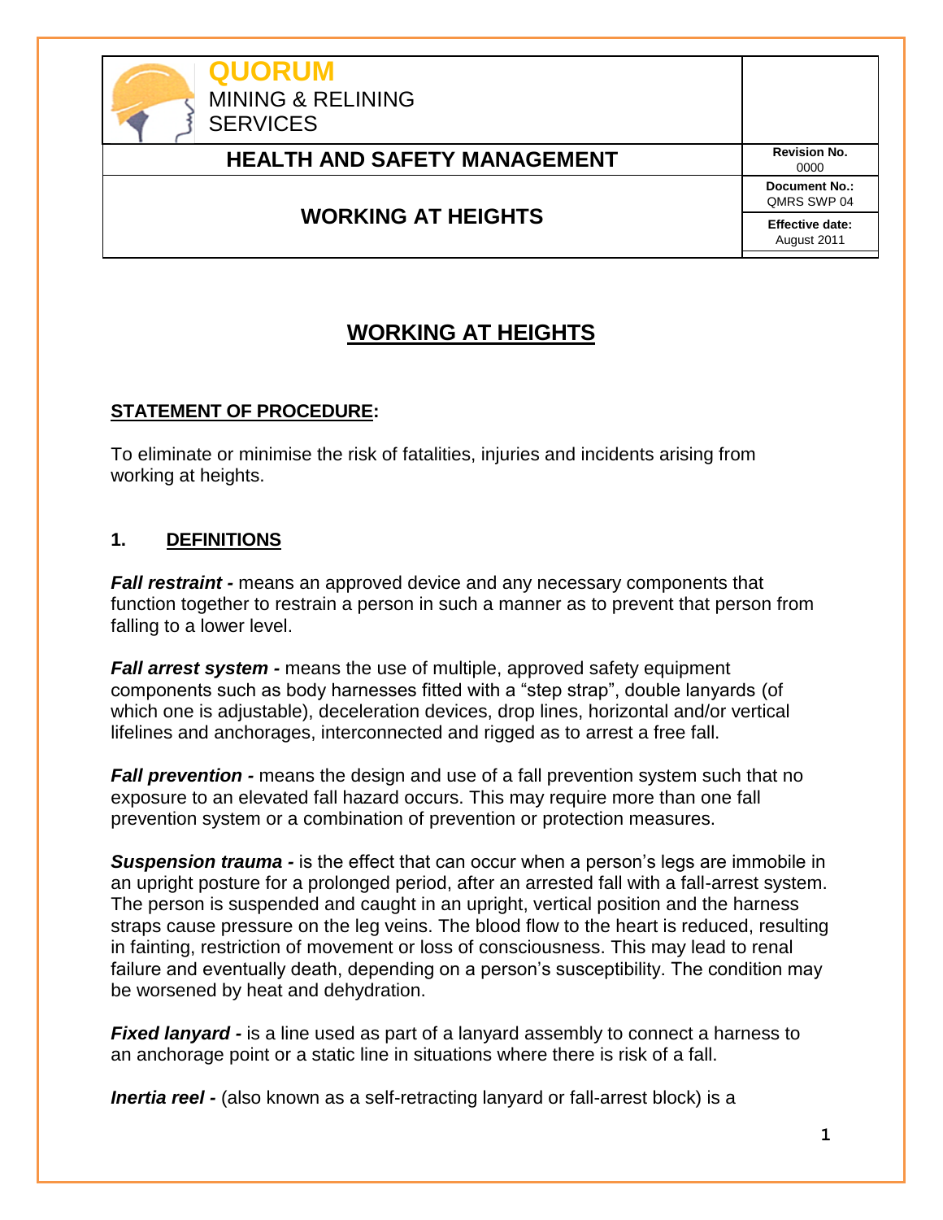| QUORUM MINING & RELINING SERVICES | |
|---|---|
| **HEALTH AND SAFETY MANAGEMENT** | **Revision No.** 0000 |
| **WORKING AT HEIGHTS** | **Document No.:** QMRS SWP 04 |
| | **Effective date:** August 2011 |

# WORKING AT HEIGHTS

## STATEMENT OF PROCEDURE:

To eliminate or minimise the risk of fatalities, injuries and incidents arising from working at heights.

## 1. DEFINITIONS

***Fall restraint -*** means an approved device and any necessary components that function together to restrain a person in such a manner as to prevent that person from falling to a lower level.

***Fall arrest system -*** means the use of multiple, approved safety equipment components such as body harnesses fitted with a "step strap", double lanyards (of which one is adjustable), deceleration devices, drop lines, horizontal and/or vertical lifelines and anchorages, interconnected and rigged as to arrest a free fall.

***Fall prevention -*** means the design and use of a fall prevention system such that no exposure to an elevated fall hazard occurs. This may require more than one fall prevention system or a combination of prevention or protection measures.

***Suspension trauma -*** is the effect that can occur when a person's legs are immobile in an upright posture for a prolonged period, after an arrested fall with a fall-arrest system. The person is suspended and caught in an upright, vertical position and the harness straps cause pressure on the leg veins. The blood flow to the heart is reduced, resulting in fainting, restriction of movement or loss of consciousness. This may lead to renal failure and eventually death, depending on a person's susceptibility. The condition may be worsened by heat and dehydration.

***Fixed lanyard -*** is a line used as part of a lanyard assembly to connect a harness to an anchorage point or a static line in situations where there is risk of a fall.

***Inertia reel -*** (also known as a self-retracting lanyard or fall-arrest block) is a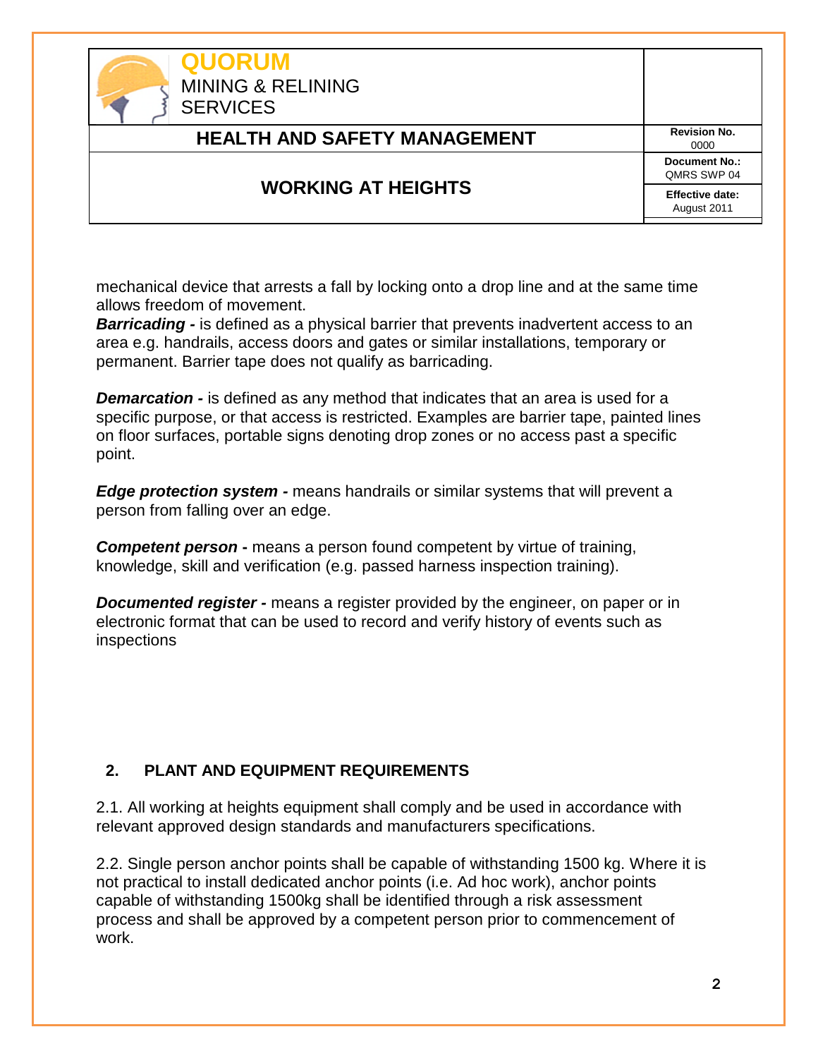mechanical device that arrests a fall by locking onto a drop line and at the same time allows freedom of movement.

***Barricading -*** is defined as a physical barrier that prevents inadvertent access to an area e.g. handrails, access doors and gates or similar installations, temporary or permanent. Barrier tape does not qualify as barricading.

***Demarcation -*** is defined as any method that indicates that an area is used for a specific purpose, or that access is restricted. Examples are barrier tape, painted lines on floor surfaces, portable signs denoting drop zones or no access past a specific point.

***Edge protection system -*** means handrails or similar systems that will prevent a person from falling over an edge.

***Competent person*** **-** means a person found competent by virtue of training, knowledge, skill and verification (e.g. passed harness inspection training).

***Documented register -*** means a register provided by the engineer, on paper or in electronic format that can be used to record and verify history of events such as inspections

## 2. PLANT AND EQUIPMENT REQUIREMENTS

2.1. All working at heights equipment shall comply and be used in accordance with relevant approved design standards and manufacturers specifications.

2.2. Single person anchor points shall be capable of withstanding 1500 kg. Where it is not practical to install dedicated anchor points (i.e. Ad hoc work), anchor points capable of withstanding 1500kg shall be identified through a risk assessment process and shall be approved by a competent person prior to commencement of work.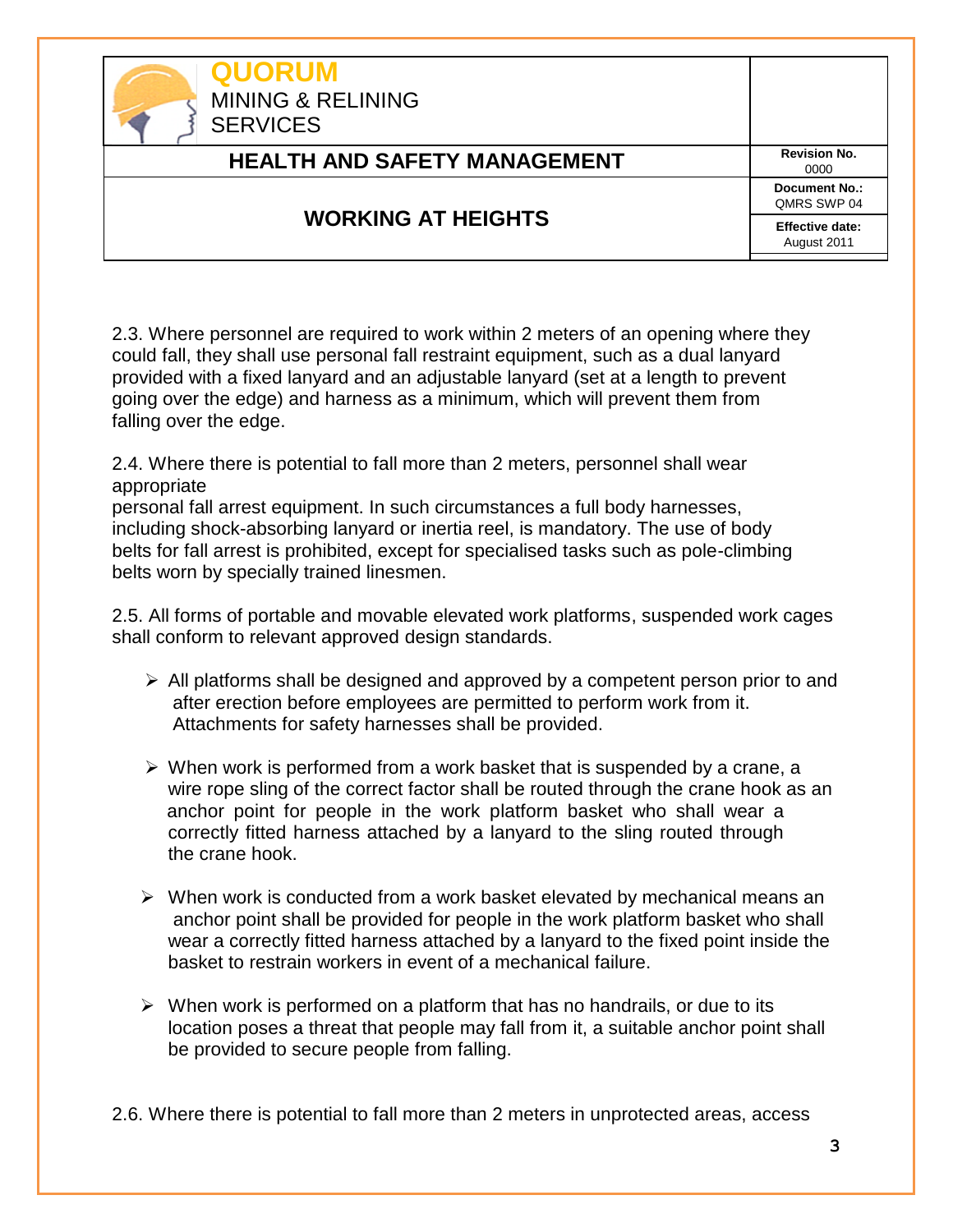2.3. Where personnel are required to work within 2 meters of an opening where they could fall, they shall use personal fall restraint equipment, such as a dual lanyard provided with a fixed lanyard and an adjustable lanyard (set at a length to prevent going over the edge) and harness as a minimum, which will prevent them from falling over the edge.

2.4. Where there is potential to fall more than 2 meters, personnel shall wear appropriate personal fall arrest equipment. In such circumstances a full body harnesses, including shock-absorbing lanyard or inertia reel, is mandatory. The use of body belts for fall arrest is prohibited, except for specialised tasks such as pole-climbing belts worn by specially trained linesmen.

2.5. All forms of portable and movable elevated work platforms, suspended work cages shall conform to relevant approved design standards.

- All platforms shall be designed and approved by a competent person prior to and after erection before employees are permitted to perform work from it. Attachments for safety harnesses shall be provided.
- When work is performed from a work basket that is suspended by a crane, a wire rope sling of the correct factor shall be routed through the crane hook as an anchor point for people in the work platform basket who shall wear a correctly fitted harness attached by a lanyard to the sling routed through the crane hook.
- When work is conducted from a work basket elevated by mechanical means an anchor point shall be provided for people in the work platform basket who shall wear a correctly fitted harness attached by a lanyard to the fixed point inside the basket to restrain workers in event of a mechanical failure.
- When work is performed on a platform that has no handrails, or due to its location poses a threat that people may fall from it, a suitable anchor point shall be provided to secure people from falling.

2.6. Where there is potential to fall more than 2 meters in unprotected areas, access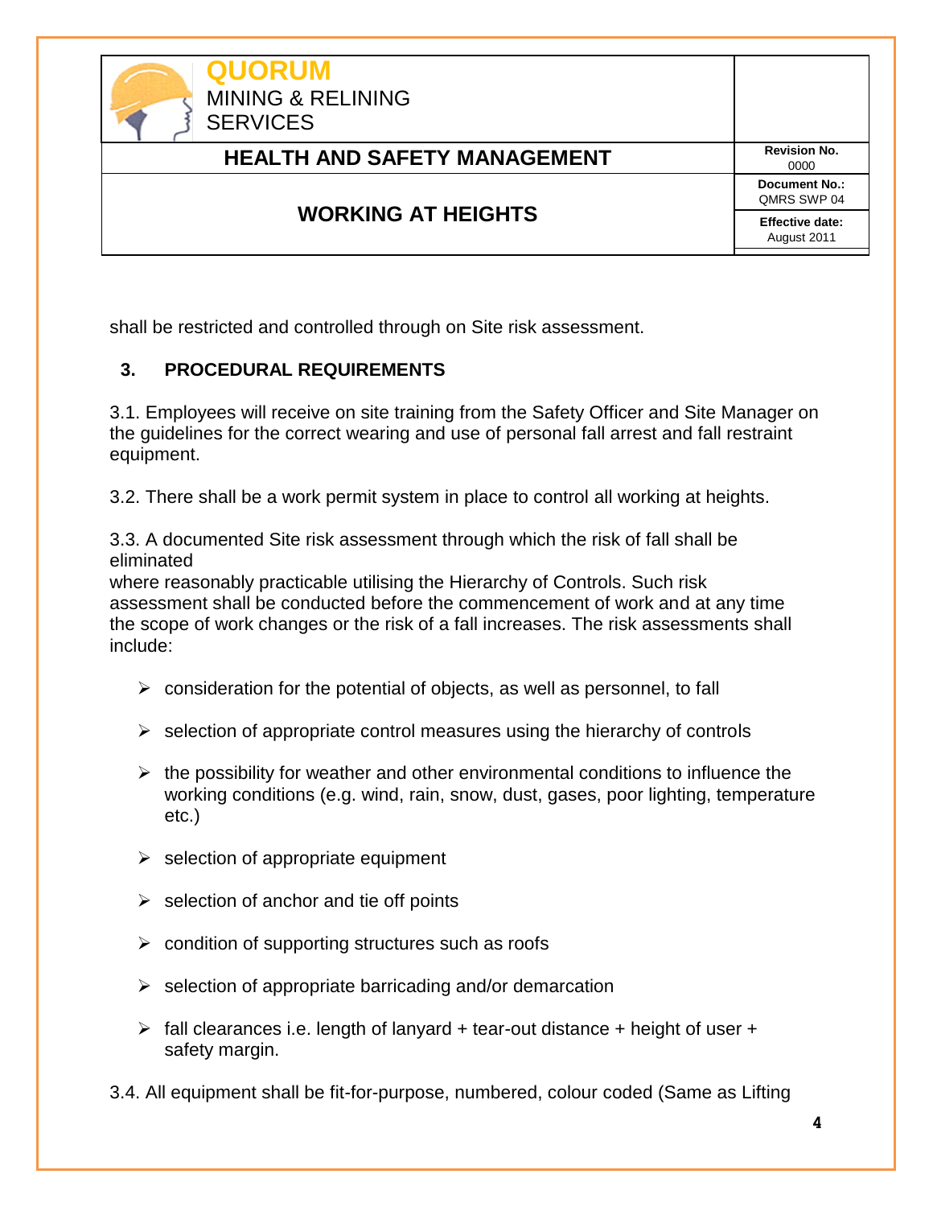shall be restricted and controlled through on Site risk assessment.

## 3. PROCEDURAL REQUIREMENTS

3.1. Employees will receive on site training from the Safety Officer and Site Manager on the guidelines for the correct wearing and use of personal fall arrest and fall restraint equipment.

3.2. There shall be a work permit system in place to control all working at heights.

3.3. A documented Site risk assessment through which the risk of fall shall be eliminated where reasonably practicable utilising the Hierarchy of Controls. Such risk assessment shall be conducted before the commencement of work and at any time the scope of work changes or the risk of a fall increases. The risk assessments shall include:

- consideration for the potential of objects, as well as personnel, to fall
- selection of appropriate control measures using the hierarchy of controls
- the possibility for weather and other environmental conditions to influence the working conditions (e.g. wind, rain, snow, dust, gases, poor lighting, temperature etc.)
- selection of appropriate equipment
- selection of anchor and tie off points
- condition of supporting structures such as roofs
- selection of appropriate barricading and/or demarcation
- fall clearances i.e. length of lanyard + tear-out distance + height of user + safety margin.

3.4. All equipment shall be fit-for-purpose, numbered, colour coded (Same as Lifting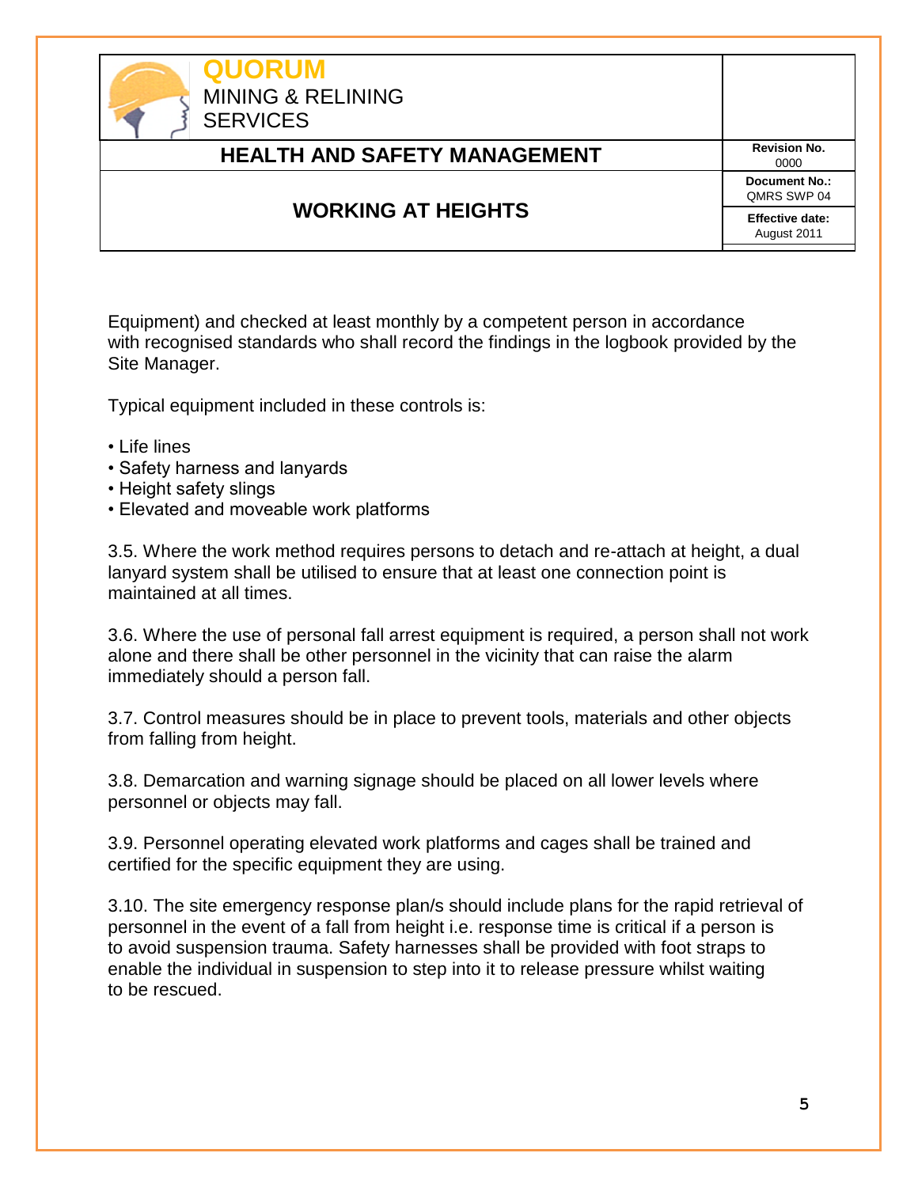Equipment) and checked at least monthly by a competent person in accordance with recognised standards who shall record the findings in the logbook provided by the Site Manager.

Typical equipment included in these controls is:

- Life lines
- Safety harness and lanyards
- Height safety slings
- Elevated and moveable work platforms

3.5. Where the work method requires persons to detach and re-attach at height, a dual lanyard system shall be utilised to ensure that at least one connection point is maintained at all times.

3.6. Where the use of personal fall arrest equipment is required, a person shall not work alone and there shall be other personnel in the vicinity that can raise the alarm immediately should a person fall.

3.7. Control measures should be in place to prevent tools, materials and other objects from falling from height.

3.8. Demarcation and warning signage should be placed on all lower levels where personnel or objects may fall.

3.9. Personnel operating elevated work platforms and cages shall be trained and certified for the specific equipment they are using.

3.10. The site emergency response plan/s should include plans for the rapid retrieval of personnel in the event of a fall from height i.e. response time is critical if a person is to avoid suspension trauma. Safety harnesses shall be provided with foot straps to enable the individual in suspension to step into it to release pressure whilst waiting to be rescued.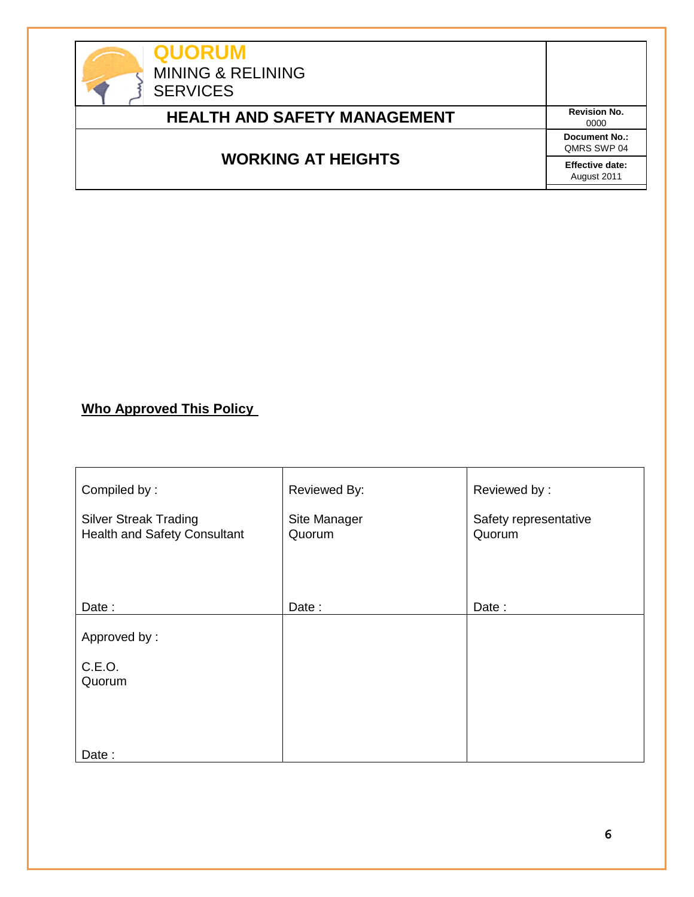| | |
|---|---|
| **QUORUM**<br>MINING & RELINING<br>SERVICES | |
| **HEALTH AND SAFETY MANAGEMENT** | **Revision No.**<br>0000 |
| **WORKING AT HEIGHTS** | **Document No.:**<br>QMRS SWP 04 |
| | **Effective date:**<br>August 2011 |

## Who Approved This Policy

| | | |
|---|---|---|
| Compiled by :<br><br>Silver Streak Trading<br>Health and Safety Consultant<br><br>Date : | Reviewed By:<br><br>Site Manager<br>Quorum<br><br>Date : | Reviewed by :<br><br>Safety representative<br>Quorum<br><br>Date : |
| Approved by :<br><br>C.E.O.<br>Quorum<br><br>Date : | | |